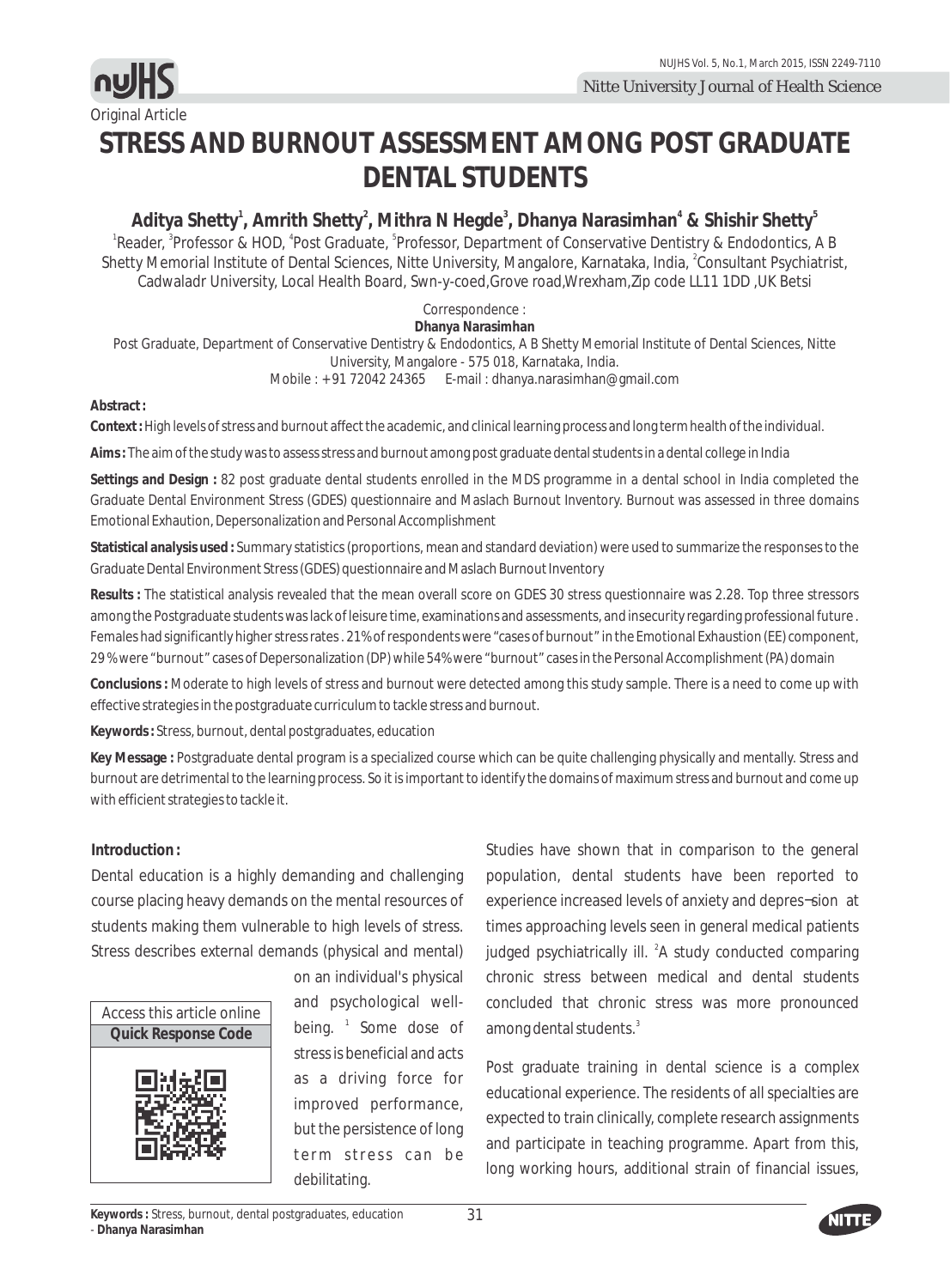Original Article

# STRESS AND BURNOUT ASSESSMENT AMONG POST GRADUATE DENTAL STUDENTS

**Aditya Shetty[1], Amrith Shetty[2], Mithra N Hegde[3], Dhanya Narasimhan[4] & Shishir Shetty[5]**

[1]Reader, [3]Professor & HOD, [4]Post Graduate, [5]Professor, Department of Conservative Dentistry & Endodontics, A B Shetty Memorial Institute of Dental Sciences, Nitte University, Mangalore, Karnataka, India, [2]Consultant Psychiatrist, Cadwaladr University, Local Health Board, Swn-y-coed,Grove road,Wrexham,Zip code LL11 1DD ,UK Betsi

Correspondence :
**Dhanya Narasimhan**
Post Graduate, Department of Conservative Dentistry & Endodontics, A B Shetty Memorial Institute of Dental Sciences, Nitte University, Mangalore - 575 018, Karnataka, India.
Mobile : + 91 72042 24365 E-mail : dhanya.narasimhan@gmail.com

**Abstract :**

**Context :** High levels of stress and burnout affect the academic, and clinical learning process and long term health of the individual.

**Aims :** The aim of the study was to assess stress and burnout among post graduate dental students in a dental college in India

**Settings and Design :** 82 post graduate dental students enrolled in the MDS programme in a dental school in India completed the Graduate Dental Environment Stress (GDES) questionnaire and Maslach Burnout Inventory. Burnout was assessed in three domains Emotional Exhaution, Depersonalization and Personal Accomplishment

**Statistical analysis used :** Summary statistics (proportions, mean and standard deviation) were used to summarize the responses to the Graduate Dental Environment Stress (GDES) questionnaire and Maslach Burnout Inventory

**Results :** The statistical analysis revealed that the mean overall score on GDES 30 stress questionnaire was 2.28. Top three stressors among the Postgraduate students was lack of leisure time, examinations and assessments, and insecurity regarding professional future . Females had significantly higher stress rates . 21% of respondents were "cases of burnout" in the Emotional Exhaustion (EE) component, 29 % were "burnout" cases of Depersonalization (DP) while 54% were "burnout" cases in the Personal Accomplishment (PA) domain

**Conclusions :** Moderate to high levels of stress and burnout were detected among this study sample. There is a need to come up with effective strategies in the postgraduate curriculum to tackle stress and burnout.

**Keywords :** Stress, burnout, dental postgraduates, education

**Key Message :** Postgraduate dental program is a specialized course which can be quite challenging physically and mentally. Stress and burnout are detrimental to the learning process. So it is important to identify the domains of maximum stress and burnout and come up with efficient strategies to tackle it.

## Introduction :

Dental education is a highly demanding and challenging course placing heavy demands on the mental resources of students making them vulnerable to high levels of stress. Stress describes external demands (physical and mental) on an individual's physical and psychological well-being. [1] Some dose of stress is beneficial and acts as a driving force for improved performance, but the persistence of long term stress can be debilitating.

Studies have shown that in comparison to the general population, dental students have been reported to experience increased levels of anxiety and depression at times approaching levels seen in general medical patients judged psychiatrically ill. [2]A study conducted comparing chronic stress between medical and dental students concluded that chronic stress was more pronounced among dental students.[3]

Post graduate training in dental science is a complex educational experience. The residents of all specialties are expected to train clinically, complete research assignments and participate in teaching programme. Apart from this, long working hours, additional strain of financial issues,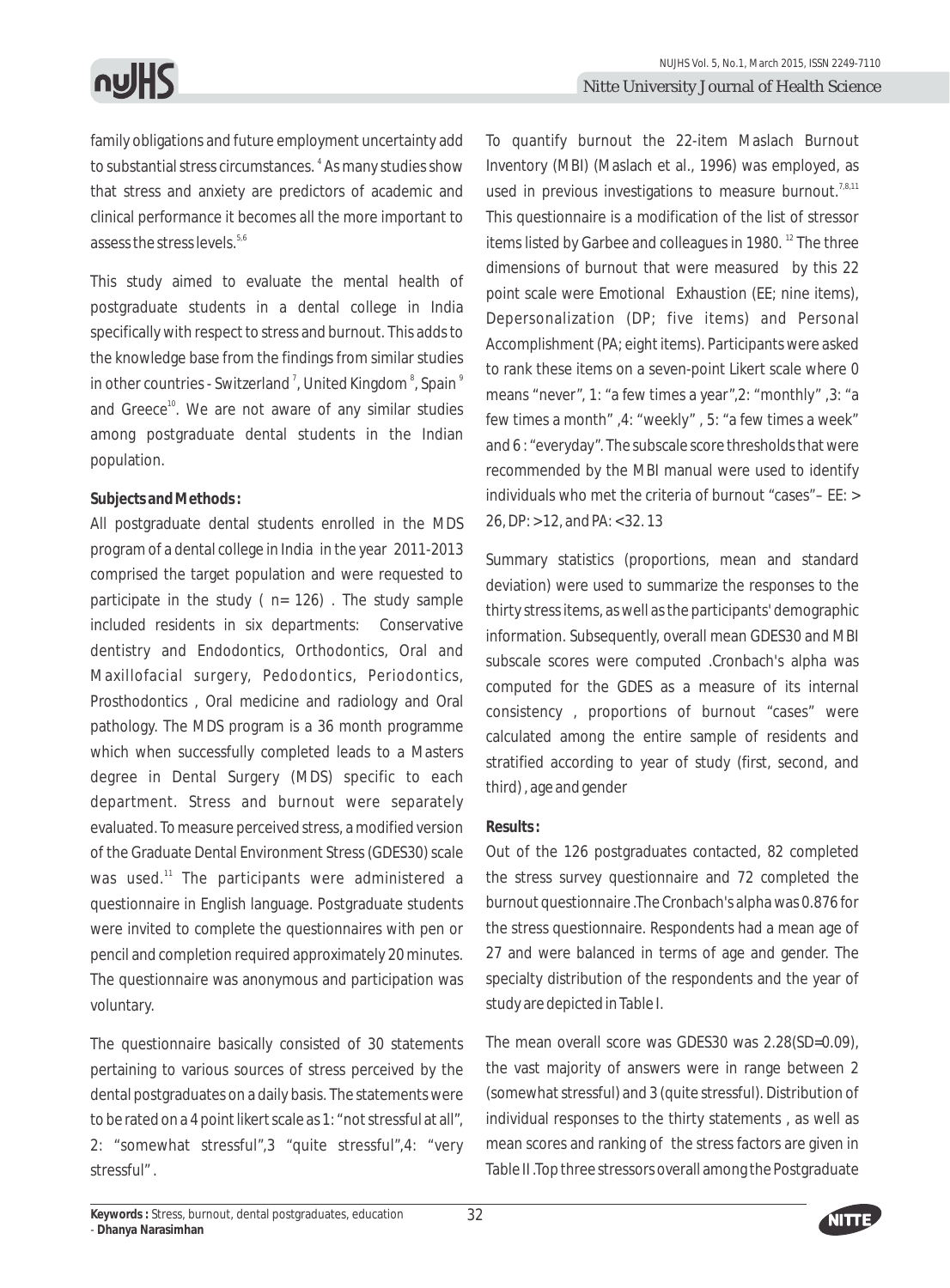family obligations and future employment uncertainty add to substantial stress circumstances.[4] As many studies show that stress and anxiety are predictors of academic and clinical performance it becomes all the more important to assess the stress levels.[5,6]

This study aimed to evaluate the mental health of postgraduate students in a dental college in India specifically with respect to stress and burnout. This adds to the knowledge base from the findings from similar studies in other countries - Switzerland[7], United Kingdom[8], Spain[9] and Greece[10]. We are not aware of any similar studies among postgraduate dental students in the Indian population.

**Subjects and Methods:**

All postgraduate dental students enrolled in the MDS program of a dental college in India in the year 2011-2013 comprised the target population and were requested to participate in the study ( n= 126) . The study sample included residents in six departments: Conservative dentistry and Endodontics, Orthodontics, Oral and Maxillofacial surgery, Pedodontics, Periodontics, Prosthodontics , Oral medicine and radiology and Oral pathology. The MDS program is a 36 month programme which when successfully completed leads to a Masters degree in Dental Surgery (MDS) specific to each department. Stress and burnout were separately evaluated. To measure perceived stress, a modified version of the Graduate Dental Environment Stress (GDES30) scale was used.[11] The participants were administered a questionnaire in English language. Postgraduate students were invited to complete the questionnaires with pen or pencil and completion required approximately 20 minutes. The questionnaire was anonymous and participation was voluntary.

The questionnaire basically consisted of 30 statements pertaining to various sources of stress perceived by the dental postgraduates on a daily basis. The statements were to be rated on a 4 point likert scale as 1: "not stressful at all", 2: "somewhat stressful",3 "quite stressful",4: "very stressful" .

To quantify burnout the 22-item Maslach Burnout Inventory (MBI) (Maslach et al., 1996) was employed, as used in previous investigations to measure burnout.[7,8,11] This questionnaire is a modification of the list of stressor items listed by Garbee and colleagues in 1980.[12] The three dimensions of burnout that were measured by this 22 point scale were Emotional Exhaustion (EE; nine items), Depersonalization (DP; five items) and Personal Accomplishment (PA; eight items). Participants were asked to rank these items on a seven-point Likert scale where 0 means "never", 1: "a few times a year",2: "monthly" ,3: "a few times a month" ,4: "weekly" , 5: "a few times a week" and 6 : "everyday". The subscale score thresholds that were recommended by the MBI manual were used to identify individuals who met the criteria of burnout "cases"– EE: > 26, DP: >12, and PA: <32. 13

Summary statistics (proportions, mean and standard deviation) were used to summarize the responses to the thirty stress items, as well as the participants' demographic information. Subsequently, overall mean GDES30 and MBI subscale scores were computed .Cronbach's alpha was computed for the GDES as a measure of its internal consistency , proportions of burnout "cases" were calculated among the entire sample of residents and stratified according to year of study (first, second, and third) , age and gender

**Results:**

Out of the 126 postgraduates contacted, 82 completed the stress survey questionnaire and 72 completed the burnout questionnaire .The Cronbach's alpha was 0.876 for the stress questionnaire. Respondents had a mean age of 27 and were balanced in terms of age and gender. The specialty distribution of the respondents and the year of study are depicted in Table I.

The mean overall score was GDES30 was 2.28(SD=0.09), the vast majority of answers were in range between 2 (somewhat stressful) and 3 (quite stressful). Distribution of individual responses to the thirty statements , as well as mean scores and ranking of the stress factors are given in Table II .Top three stressors overall among the Postgraduate

**Keywords :** Stress, burnout, dental postgraduates, education
- **Dhanya Narasimhan**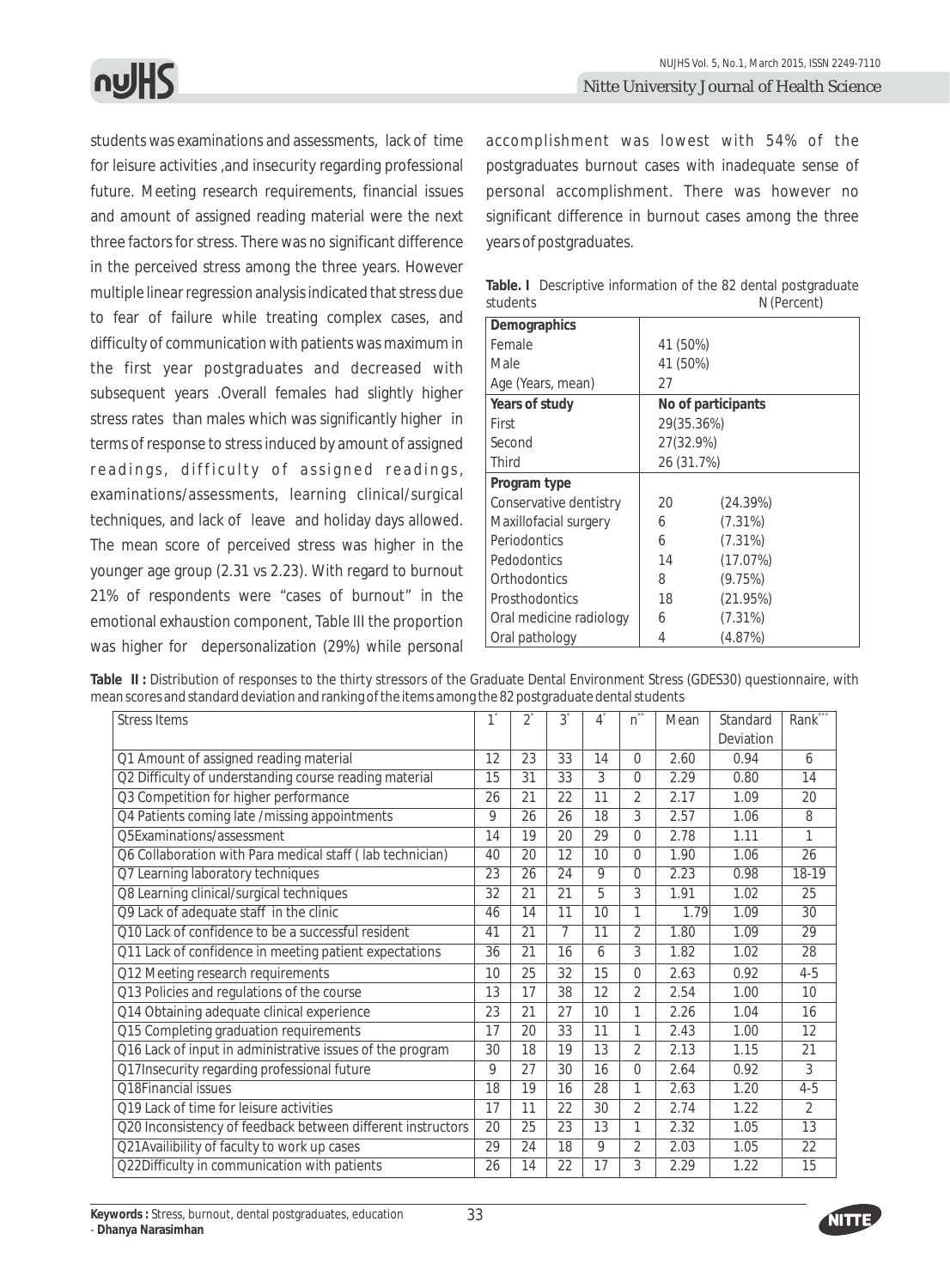students was examinations and assessments, lack of time for leisure activities ,and insecurity regarding professional future. Meeting research requirements, financial issues and amount of assigned reading material were the next three factors for stress. There was no significant difference in the perceived stress among the three years. However multiple linear regression analysis indicated that stress due to fear of failure while treating complex cases, and difficulty of communication with patients was maximum in the first year postgraduates and decreased with subsequent years .Overall females had slightly higher stress rates than males which was significantly higher in terms of response to stress induced by amount of assigned readings, difficulty of assigned readings, examinations/assessments, learning clinical/surgical techniques, and lack of leave and holiday days allowed. The mean score of perceived stress was higher in the younger age group (2.31 vs 2.23). With regard to burnout 21% of respondents were "cases of burnout" in the emotional exhaustion component, Table III the proportion was higher for depersonalization (29%) while personal accomplishment was lowest with 54% of the postgraduates burnout cases with inadequate sense of personal accomplishment. There was however no significant difference in burnout cases among the three years of postgraduates.

**Table. I** Descriptive information of the 82 dental postgraduate students N (Percent)

| | | |
|---|---|---|
| **Demographics** | | |
| Female | 41 (50%) | |
| Male | 41 (50%) | |
| Age (Years, mean) | 27 | |
| **Years of study** | **No of participants** | |
| First | 29(35.36%) | |
| Second | 27(32.9%) | |
| Third | 26 (31.7%) | |
| **Program type** | | |
| Conservative dentistry | 20 | (24.39%) |
| Maxillofacial surgery | 6 | (7.31%) |
| Periodontics | 6 | (7.31%) |
| Pedodontics | 14 | (17.07%) |
| Orthodontics | 8 | (9.75%) |
| Prosthodontics | 18 | (21.95%) |
| Oral medicine radiology | 6 | (7.31%) |
| Oral pathology | 4 | (4.87%) |

**Table II :** Distribution of responses to the thirty stressors of the Graduate Dental Environment Stress (GDES30) questionnaire, with mean scores and standard deviation and ranking of the items among the 82 postgraduate dental students

| Stress Items | 1* | 2* | 3* | 4* | n** | Mean | Standard Deviation | Rank*** |
|---|---|---|---|---|---|---|---|---|
| Q1 Amount of assigned reading material | 12 | 23 | 33 | 14 | 0 | 2.60 | 0.94 | 6 |
| Q2 Difficulty of understanding course reading material | 15 | 31 | 33 | 3 | 0 | 2.29 | 0.80 | 14 |
| Q3 Competition for higher performance | 26 | 21 | 22 | 11 | 2 | 2.17 | 1.09 | 20 |
| Q4 Patients coming late /missing appointments | 9 | 26 | 26 | 18 | 3 | 2.57 | 1.06 | 8 |
| Q5Examinations/assessment | 14 | 19 | 20 | 29 | 0 | 2.78 | 1.11 | 1 |
| Q6 Collaboration with Para medical staff ( lab technician) | 40 | 20 | 12 | 10 | 0 | 1.90 | 1.06 | 26 |
| Q7 Learning laboratory techniques | 23 | 26 | 24 | 9 | 0 | 2.23 | 0.98 | 18-19 |
| Q8 Learning clinical/surgical techniques | 32 | 21 | 21 | 5 | 3 | 1.91 | 1.02 | 25 |
| Q9 Lack of adequate staff in the clinic | 46 | 14 | 11 | 10 | 1 | 1.79 | 1.09 | 30 |
| Q10 Lack of confidence to be a successful resident | 41 | 21 | 7 | 11 | 2 | 1.80 | 1.09 | 29 |
| Q11 Lack of confidence in meeting patient expectations | 36 | 21 | 16 | 6 | 3 | 1.82 | 1.02 | 28 |
| Q12 Meeting research requirements | 10 | 25 | 32 | 15 | 0 | 2.63 | 0.92 | 4-5 |
| Q13 Policies and regulations of the course | 13 | 17 | 38 | 12 | 2 | 2.54 | 1.00 | 10 |
| Q14 Obtaining adequate clinical experience | 23 | 21 | 27 | 10 | 1 | 2.26 | 1.04 | 16 |
| Q15 Completing graduation requirements | 17 | 20 | 33 | 11 | 1 | 2.43 | 1.00 | 12 |
| Q16 Lack of input in administrative issues of the program | 30 | 18 | 19 | 13 | 2 | 2.13 | 1.15 | 21 |
| Q17Insecurity regarding professional future | 9 | 27 | 30 | 16 | 0 | 2.64 | 0.92 | 3 |
| Q18Financial issues | 18 | 19 | 16 | 28 | 1 | 2.63 | 1.20 | 4-5 |
| Q19 Lack of time for leisure activities | 17 | 11 | 22 | 30 | 2 | 2.74 | 1.22 | 2 |
| Q20 Inconsistency of feedback between different instructors | 20 | 25 | 23 | 13 | 1 | 2.32 | 1.05 | 13 |
| Q21Availibility of faculty to work up cases | 29 | 24 | 18 | 9 | 2 | 2.03 | 1.05 | 22 |
| Q22Difficulty in communication with patients | 26 | 14 | 22 | 17 | 3 | 2.29 | 1.22 | 15 |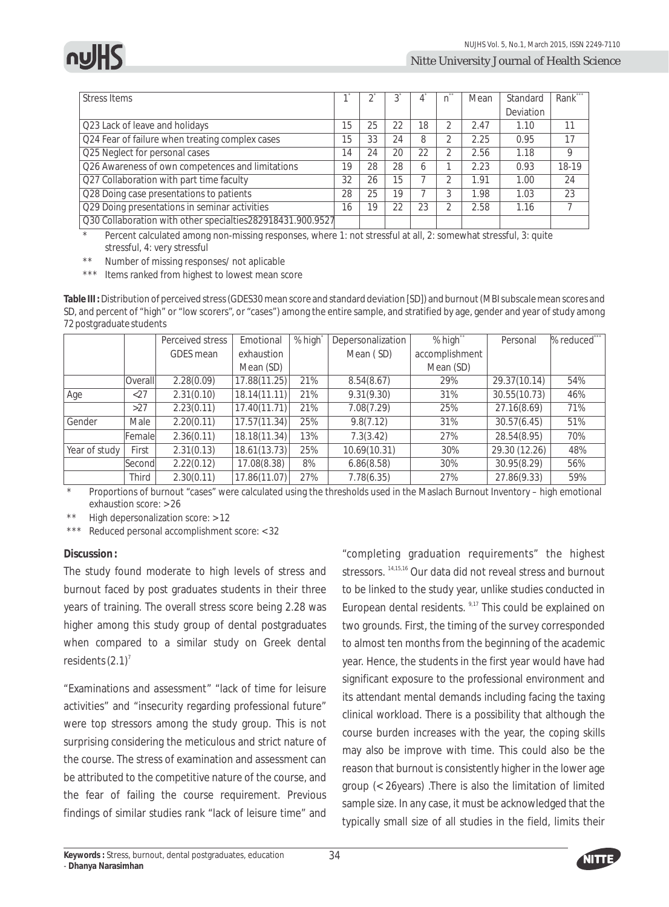| Stress Items | 1* | 2* | 3* | 4* | n** | Mean | Standard Deviation | Rank*** |
|---|---|---|---|---|---|---|---|---|
| Q23 Lack of leave and holidays | 15 | 25 | 22 | 18 | 2 | 2.47 | 1.10 | 11 |
| Q24 Fear of failure when treating complex cases | 15 | 33 | 24 | 8 | 2 | 2.25 | 0.95 | 17 |
| Q25 Neglect for personal cases | 14 | 24 | 20 | 22 | 2 | 2.56 | 1.18 | 9 |
| Q26 Awareness of own competences and limitations | 19 | 28 | 28 | 6 | 1 | 2.23 | 0.93 | 18-19 |
| Q27 Collaboration with part time faculty | 32 | 26 | 15 | 7 | 2 | 1.91 | 1.00 | 24 |
| Q28 Doing case presentations to patients | 28 | 25 | 19 | 7 | 3 | 1.98 | 1.03 | 23 |
| Q29 Doing presentations in seminar activities | 16 | 19 | 22 | 23 | 2 | 2.58 | 1.16 | 7 |
| Q30 Collaboration with other specialties282918431.900.9527 | | | | | | | | |

\* Percent calculated among non-missing responses, where 1: not stressful at all, 2: somewhat stressful, 3: quite stressful, 4: very stressful

\*\* Number of missing responses/ not aplicable

\*\*\* Items ranked from highest to lowest mean score

**Table III :** Distribution of perceived stress (GDES30 mean score and standard deviation [SD]) and burnout (MBI subscale mean scores and SD, and percent of "high" or "low scorers", or "cases") among the entire sample, and stratified by age, gender and year of study among 72 postgraduate students

| | | Perceived stress GDES mean | Emotional exhaustion Mean (SD) | % high* | Depersonalization Mean ( SD) | % high** accomplishment Mean (SD) | Personal | % reduced*** |
|---|---|---|---|---|---|---|---|---|
| | Overall | 2.28(0.09) | 17.88(11.25) | 21% | 8.54(8.67) | 29% | 29.37(10.14) | 54% |
| Age | <27 | 2.31(0.10) | 18.14(11.11) | 21% | 9.31(9.30) | 31% | 30.55(10.73) | 46% |
| | >27 | 2.23(0.11) | 17.40(11.71) | 21% | 7.08(7.29) | 25% | 27.16(8.69) | 71% |
| Gender | Male | 2.20(0.11) | 17.57(11.34) | 25% | 9.8(7.12) | 31% | 30.57(6.45) | 51% |
| | Female | 2.36(0.11) | 18.18(11.34) | 13% | 7.3(3.42) | 27% | 28.54(8.95) | 70% |
| Year of study | First | 2.31(0.13) | 18.61(13.73) | 25% | 10.69(10.31) | 30% | 29.30 (12.26) | 48% |
| | Second | 2.22(0.12) | 17.08(8.38) | 8% | 6.86(8.58) | 30% | 30.95(8.29) | 56% |
| | Third | 2.30(0.11) | 17.86(11.07) | 27% | 7.78(6.35) | 27% | 27.86(9.33) | 59% |

\* Proportions of burnout "cases" were calculated using the thresholds used in the Maslach Burnout Inventory – high emotional exhaustion score: >26

\*\* High depersonalization score: >12

\*\*\* Reduced personal accomplishment score: <32

**Discussion :**

The study found moderate to high levels of stress and burnout faced by post graduates students in their three years of training. The overall stress score being 2.28 was higher among this study group of dental postgraduates when compared to a similar study on Greek dental residents (2.1)[7]

"Examinations and assessment" "lack of time for leisure activities" and "insecurity regarding professional future" were top stressors among the study group. This is not surprising considering the meticulous and strict nature of the course. The stress of examination and assessment can be attributed to the competitive nature of the course, and the fear of failing the course requirement. Previous findings of similar studies rank "lack of leisure time" and "completing graduation requirements" the highest stressors.[14,15,16] Our data did not reveal stress and burnout to be linked to the study year, unlike studies conducted in European dental residents.[9,17] This could be explained on two grounds. First, the timing of the survey corresponded to almost ten months from the beginning of the academic year. Hence, the students in the first year would have had significant exposure to the professional environment and its attendant mental demands including facing the taxing clinical workload. There is a possibility that although the course burden increases with the year, the coping skills may also be improve with time. This could also be the reason that burnout is consistently higher in the lower age group (<26years) .There is also the limitation of limited sample size. In any case, it must be acknowledged that the typically small size of all studies in the field, limits their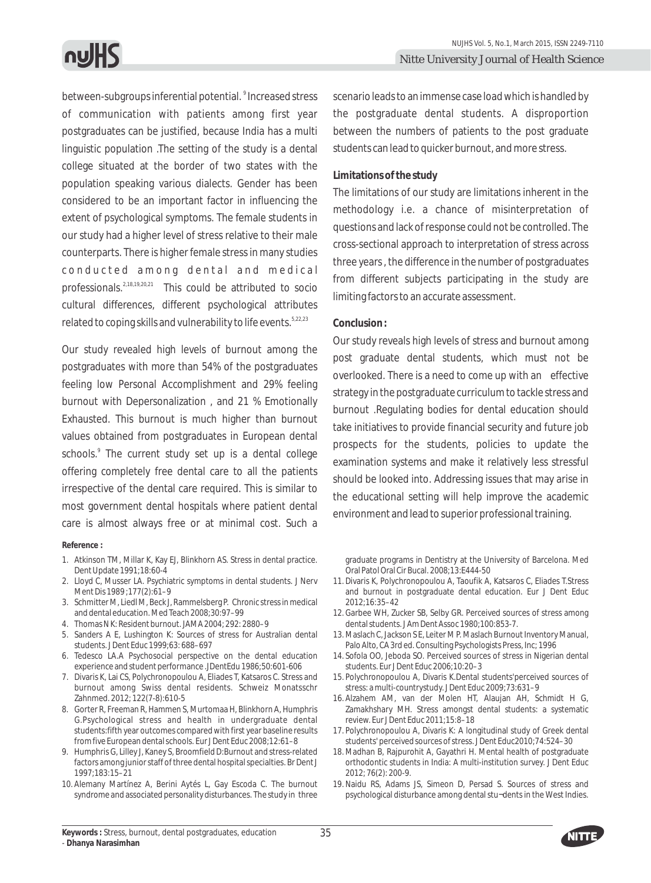between-subgroups inferential potential.[9] Increased stress of communication with patients among first year postgraduates can be justified, because India has a multi linguistic population .The setting of the study is a dental college situated at the border of two states with the population speaking various dialects. Gender has been considered to be an important factor in influencing the extent of psychological symptoms. The female students in our study had a higher level of stress relative to their male counterparts. There is higher female stress in many studies conducted among dental and medical professionals.[2,18,19,20,21] This could be attributed to socio cultural differences, different psychological attributes related to coping skills and vulnerability to life events.[5,22,23]

Our study revealed high levels of burnout among the postgraduates with more than 54% of the postgraduates feeling low Personal Accomplishment and 29% feeling burnout with Depersonalization , and 21 % Emotionally Exhausted. This burnout is much higher than burnout values obtained from postgraduates in European dental schools.[9] The current study set up is a dental college offering completely free dental care to all the patients irrespective of the dental care required. This is similar to most government dental hospitals where patient dental care is almost always free or at minimal cost. Such a scenario leads to an immense case load which is handled by the postgraduate dental students. A disproportion between the numbers of patients to the post graduate students can lead to quicker burnout, and more stress.

### Limitations of the study

The limitations of our study are limitations inherent in the methodology i.e. a chance of misinterpretation of questions and lack of response could not be controlled. The cross-sectional approach to interpretation of stress across three years , the difference in the number of postgraduates from different subjects participating in the study are limiting factors to an accurate assessment.

### Conclusion :

Our study reveals high levels of stress and burnout among post graduate dental students, which must not be overlooked. There is a need to come up with an effective strategy in the postgraduate curriculum to tackle stress and burnout .Regulating bodies for dental education should take initiatives to provide financial security and future job prospects for the students, policies to update the examination systems and make it relatively less stressful should be looked into. Addressing issues that may arise in the educational setting will help improve the academic environment and lead to superior professional training.

### Reference :

1. Atkinson TM, Millar K, Kay EJ, Blinkhorn AS. Stress in dental practice. Dent Update 1991;18:60-4
2. Lloyd C, Musser LA. Psychiatric symptoms in dental students. J Nerv Ment Dis 1989 ;177(2):61–9
3. Schmitter M, Liedl M, Beck J, Rammelsberg P. Chronic stress in medical and dental education. Med Teach 2008;30:97–99
4. Thomas NK: Resident burnout. JAMA 2004; 292: 2880–9
5. Sanders A E, Lushington K: Sources of stress for Australian dental students. J Dent Educ 1999;63: 688–697
6. Tedesco LA.A Psychosocial perspective on the dental education experience and student performance .J Dent Edu 1986;50:601-606
7. Divaris K, Lai CS, Polychronopoulou A, Eliades T, Katsaros C. Stress and burnout among Swiss dental residents. Schweiz Monatsschr Zahnmed. 2012; 122(7-8):610-5
8. Gorter R, Freeman R, Hammen S, Murtomaa H, Blinkhorn A, Humphris G.Psychological stress and health in undergraduate dental students:fifth year outcomes compared with first year baseline results from five European dental schools. Eur J Dent Educ 2008;12:61–8
9. Humphris G, Lilley J, Kaney S, Broomfield D:Burnout and stress-related factors among junior staff of three dental hospital specialties. Br Dent J 1997;183:15–21
10. Alemany Martínez A, Berini Aytés L, Gay Escoda C. The burnout syndrome and associated personality disturbances. The study in three graduate programs in Dentistry at the University of Barcelona. Med Oral Patol Oral Cir Bucal. 2008;13:E444-50
11. Divaris K, Polychronopoulou A, Taoufik A, Katsaros C, Eliades T.Stress and burnout in postgraduate dental education. Eur J Dent Educ 2012;16:35–42
12. Garbee WH, Zucker SB, Selby GR. Perceived sources of stress among dental students. J Am Dent Assoc 1980;100:853-7.
13. Maslach C, Jackson S E, Leiter M P. Maslach Burnout Inventory Manual, Palo Alto, CA 3rd ed. Consulting Psychologists Press, Inc; 1996
14. Sofola OO, Jeboda SO. Perceived sources of stress in Nigerian dental students. Eur J Dent Educ 2006;10:20–3
15. Polychronopoulou A, Divaris K.Dental students'perceived sources of stress: a multi-countrystudy. J Dent Educ 2009;73:631–9
16. Alzahem AM, van der Molen HT, Alaujan AH, Schmidt H G, Zamakhshary MH. Stress amongst dental students: a systematic review. Eur J Dent Educ 2011;15:8–18
17. Polychronopoulou A, Divaris K: A longitudinal study of Greek dental students' perceived sources of stress. J Dent Educ2010;74:524–30
18. Madhan B, Rajpurohit A, Gayathri H. Mental health of postgraduate orthodontic students in India: A multi-institution survey. J Dent Educ 2012; 76(2): 200-9.
19. Naidu RS, Adams JS, Simeon D, Persad S. Sources of stress and psychological disturbance among dental stu¬dents in the West Indies.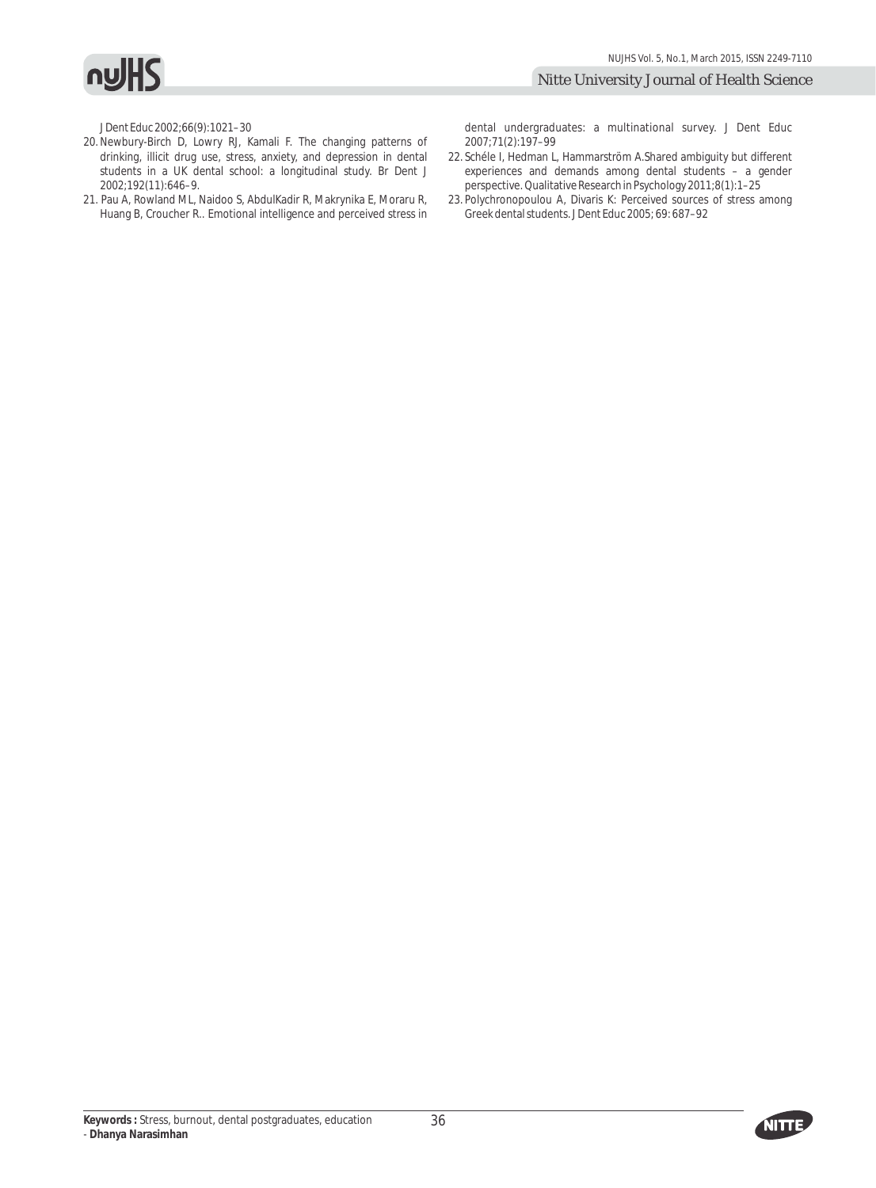J Dent Educ 2002;66(9):1021–30

20. Newbury-Birch D, Lowry RJ, Kamali F. The changing patterns of drinking, illicit drug use, stress, anxiety, and depression in dental students in a UK dental school: a longitudinal study. Br Dent J 2002;192(11):646–9.
21. Pau A, Rowland ML, Naidoo S, AbdulKadir R, Makrynika E, Moraru R, Huang B, Croucher R.. Emotional intelligence and perceived stress in dental undergraduates: a multinational survey. J Dent Educ 2007;71(2):197–99
22. Schéle I, Hedman L, Hammarström A.Shared ambiguity but different experiences and demands among dental students – a gender perspective. Qualitative Research in Psychology 2011;8(1):1–25
23. Polychronopoulou A, Divaris K: Perceived sources of stress among Greek dental students. J Dent Educ 2005; 69: 687–92